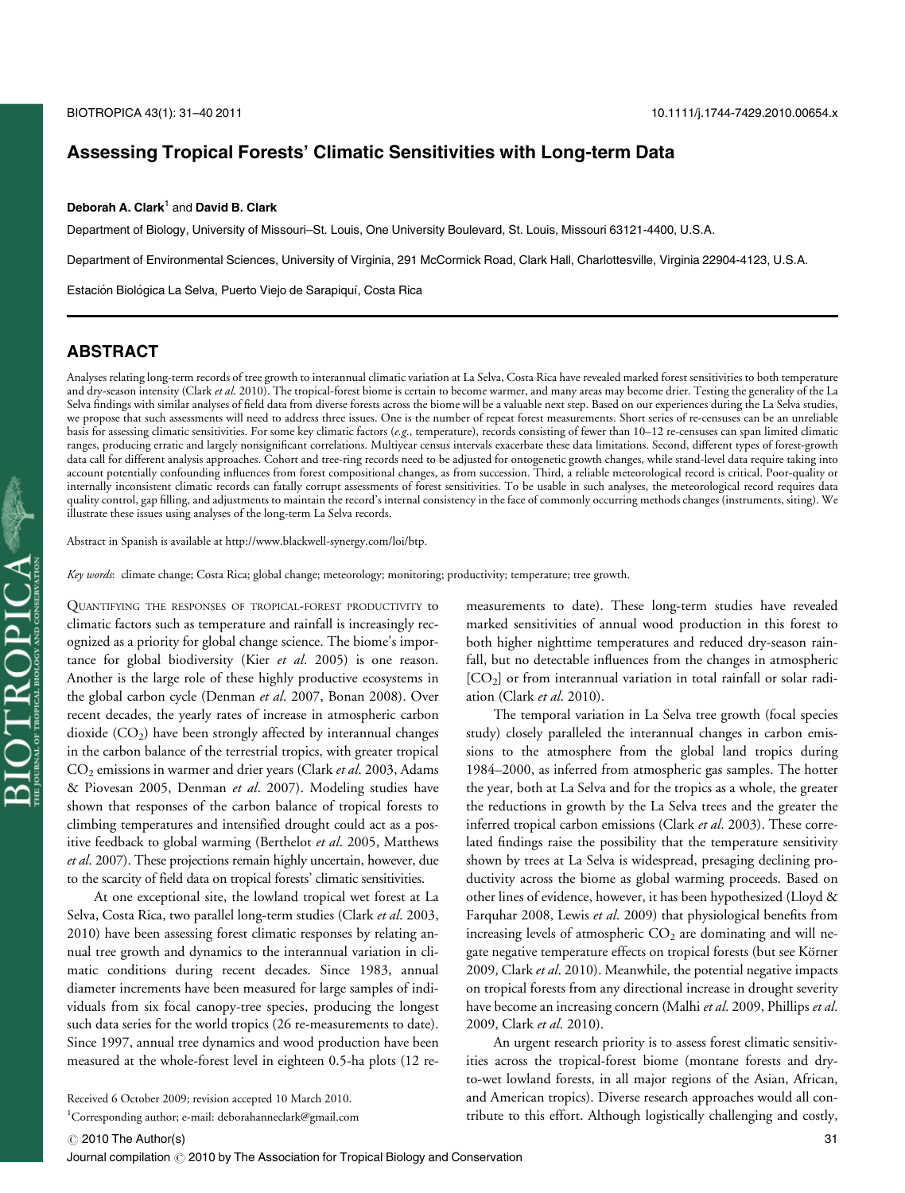# Assessing Tropical Forests' Climatic Sensitivities with Long-term Data

**Deborah A. Clark**[1] and **David B. Clark**

Department of Biology, University of Missouri–St. Louis, One University Boulevard, St. Louis, Missouri 63121-4400, U.S.A.

Department of Environmental Sciences, University of Virginia, 291 McCormick Road, Clark Hall, Charlottesville, Virginia 22904-4123, U.S.A.

Estación Biológica La Selva, Puerto Viejo de Sarapiquí, Costa Rica

## ABSTRACT

Analyses relating long-term records of tree growth to interannual climatic variation at La Selva, Costa Rica have revealed marked forest sensitivities to both temperature and dry-season intensity (Clark *et al.* 2010). The tropical-forest biome is certain to become warmer, and many areas may become drier. Testing the generality of the La Selva findings with similar analyses of field data from diverse forests across the biome will be a valuable next step. Based on our experiences during the La Selva studies, we propose that such assessments will need to address three issues. One is the number of repeat forest measurements. Short series of re-censuses can be an unreliable basis for assessing climatic sensitivities. For some key climatic factors (*e.g.*, temperature), records consisting of fewer than 10–12 re-censuses can span limited climatic ranges, producing erratic and largely nonsignificant correlations. Multiyear census intervals exacerbate these data limitations. Second, different types of forest-growth data call for different analysis approaches. Cohort and tree-ring records need to be adjusted for ontogenetic growth changes, while stand-level data require taking into account potentially confounding influences from forest compositional changes, as from succession. Third, a reliable meteorological record is critical. Poor-quality or internally inconsistent climatic records can fatally corrupt assessments of forest sensitivities. To be usable in such analyses, the meteorological record requires data quality control, gap filling, and adjustments to maintain the record's internal consistency in the face of commonly occurring methods changes (instruments, siting). We illustrate these issues using analyses of the long-term La Selva records.

Abstract in Spanish is available at http://www.blackwell-synergy.com/loi/btp.

*Key words*: climate change; Costa Rica; global change; meteorology; monitoring; productivity; temperature; tree growth.

Quantifying the responses of tropical-forest productivity to climatic factors such as temperature and rainfall is increasingly recognized as a priority for global change science. The biome's importance for global biodiversity (Kier *et al.* 2005) is one reason. Another is the large role of these highly productive ecosystems in the global carbon cycle (Denman *et al.* 2007, Bonan 2008). Over recent decades, the yearly rates of increase in atmospheric carbon dioxide ($CO_2$) have been strongly affected by interannual changes in the carbon balance of the terrestrial tropics, with greater tropical $CO_2$ emissions in warmer and drier years (Clark *et al.* 2003, Adams & Piovesan 2005, Denman *et al.* 2007). Modeling studies have shown that responses of the carbon balance of tropical forests to climbing temperatures and intensified drought could act as a positive feedback to global warming (Berthelot *et al.* 2005, Matthews *et al.* 2007). These projections remain highly uncertain, however, due to the scarcity of field data on tropical forests' climatic sensitivities.

At one exceptional site, the lowland tropical wet forest at La Selva, Costa Rica, two parallel long-term studies (Clark *et al.* 2003, 2010) have been assessing forest climatic responses by relating annual tree growth and dynamics to the interannual variation in climatic conditions during recent decades. Since 1983, annual diameter increments have been measured for large samples of individuals from six focal canopy-tree species, producing the longest such data series for the world tropics (26 re-measurements to date). Since 1997, annual tree dynamics and wood production have been measured at the whole-forest level in eighteen 0.5-ha plots (12 re-measurements to date). These long-term studies have revealed marked sensitivities of annual wood production in this forest to both higher nighttime temperatures and reduced dry-season rainfall, but no detectable influences from the changes in atmospheric [$CO_2$] or from interannual variation in total rainfall or solar radiation (Clark *et al.* 2010).

The temporal variation in La Selva tree growth (focal species study) closely paralleled the interannual changes in carbon emissions to the atmosphere from the global land tropics during 1984–2000, as inferred from atmospheric gas samples. The hotter the year, both at La Selva and for the tropics as a whole, the greater the reductions in growth by the La Selva trees and the greater the inferred tropical carbon emissions (Clark *et al.* 2003). These correlated findings raise the possibility that the temperature sensitivity shown by trees at La Selva is widespread, presaging declining productivity across the biome as global warming proceeds. Based on other lines of evidence, however, it has been hypothesized (Lloyd & Farquhar 2008, Lewis *et al.* 2009) that physiological benefits from increasing levels of atmospheric $CO_2$ are dominating and will negate negative temperature effects on tropical forests (but see Körner 2009, Clark *et al.* 2010). Meanwhile, the potential negative impacts on tropical forests from any directional increase in drought severity have become an increasing concern (Malhi *et al.* 2009, Phillips *et al.* 2009, Clark *et al.* 2010).

An urgent research priority is to assess forest climatic sensitivities across the tropical-forest biome (montane forests and dry-to-wet lowland forests, in all major regions of the Asian, African, and American tropics). Diverse research approaches would all contribute to this effort. Although logistically challenging and costly,

Received 6 October 2009; revision accepted 10 March 2010.

[1]Corresponding author; e-mail: deborahanneclark@gmail.com

© 2010 The Author(s)

Journal compilation © 2010 by The Association for Tropical Biology and Conservation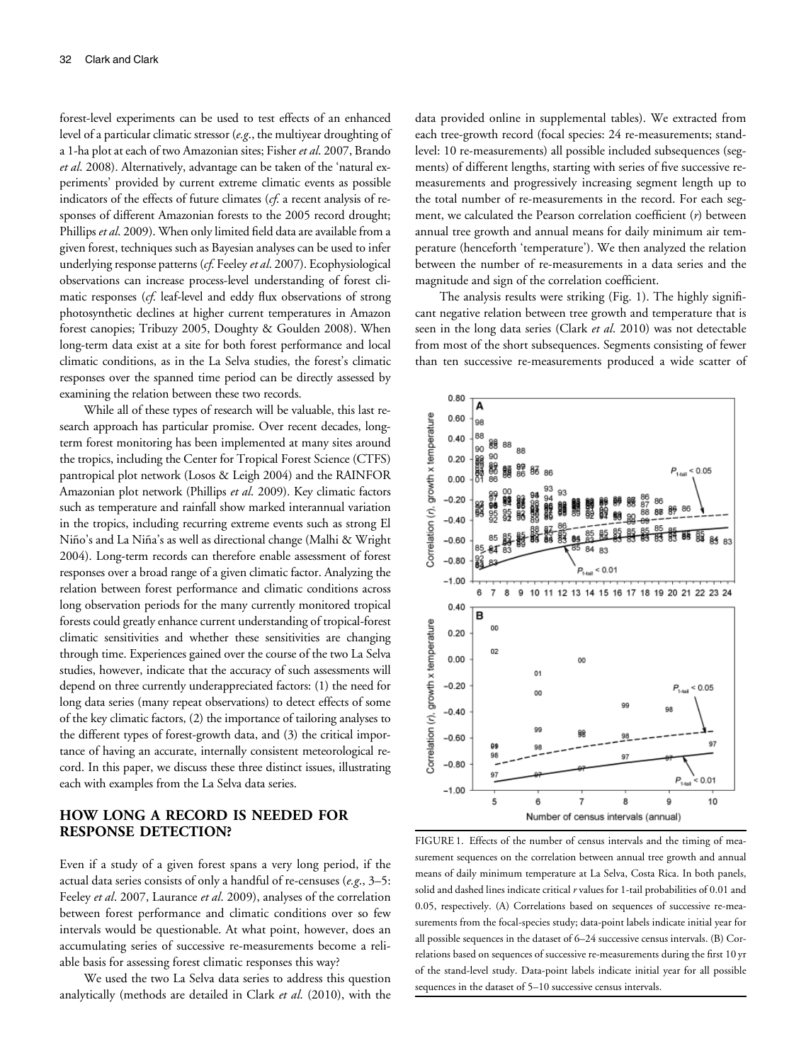forest-level experiments can be used to test effects of an enhanced level of a particular climatic stressor (*e.g.*, the multiyear droughting of a 1-ha plot at each of two Amazonian sites; Fisher *et al*. 2007, Brando *et al*. 2008). Alternatively, advantage can be taken of the 'natural experiments' provided by current extreme climatic events as possible indicators of the effects of future climates (*cf.* a recent analysis of responses of different Amazonian forests to the 2005 record drought; Phillips *et al*. 2009). When only limited field data are available from a given forest, techniques such as Bayesian analyses can be used to infer underlying response patterns (*cf.* Feeley *et al*. 2007). Ecophysiological observations can increase process-level understanding of forest climatic responses (*cf.* leaf-level and eddy flux observations of strong photosynthetic declines at higher current temperatures in Amazon forest canopies; Tribuzy 2005, Doughty & Goulden 2008). When long-term data exist at a site for both forest performance and local climatic conditions, as in the La Selva studies, the forest's climatic responses over the spanned time period can be directly assessed by examining the relation between these two records.

While all of these types of research will be valuable, this last research approach has particular promise. Over recent decades, long-term forest monitoring has been implemented at many sites around the tropics, including the Center for Tropical Forest Science (CTFS) pantropical plot network (Losos & Leigh 2004) and the RAINFOR Amazonian plot network (Phillips *et al*. 2009). Key climatic factors such as temperature and rainfall show marked interannual variation in the tropics, including recurring extreme events such as strong El Niño's and La Niña's as well as directional change (Malhi & Wright 2004). Long-term records can therefore enable assessment of forest responses over a broad range of a given climatic factor. Analyzing the relation between forest performance and climatic conditions across long observation periods for the many currently monitored tropical forests could greatly enhance current understanding of tropical-forest climatic sensitivities and whether these sensitivities are changing through time. Experiences gained over the course of the two La Selva studies, however, indicate that the accuracy of such assessments will depend on three currently underappreciated factors: (1) the need for long data series (many repeat observations) to detect effects of some of the key climatic factors, (2) the importance of tailoring analyses to the different types of forest-growth data, and (3) the critical importance of having an accurate, internally consistent meteorological record. In this paper, we discuss these three distinct issues, illustrating each with examples from the La Selva data series.

## HOW LONG A RECORD IS NEEDED FOR RESPONSE DETECTION?

Even if a study of a given forest spans a very long period, if the actual data series consists of only a handful of re-censuses (*e.g.*, 3–5: Feeley *et al*. 2007, Laurance *et al*. 2009), analyses of the correlation between forest performance and climatic conditions over so few intervals would be questionable. At what point, however, does an accumulating series of successive re-measurements become a reliable basis for assessing forest climatic responses this way?

We used the two La Selva data series to address this question analytically (methods are detailed in Clark *et al*. (2010), with the data provided online in supplemental tables). We extracted from each tree-growth record (focal species: 24 re-measurements; stand-level: 10 re-measurements) all possible included subsequences (segments) of different lengths, starting with series of five successive re-measurements and progressively increasing segment length up to the total number of re-measurements in the record. For each segment, we calculated the Pearson correlation coefficient ($r$) between annual tree growth and annual means for daily minimum air temperature (henceforth 'temperature'). We then analyzed the relation between the number of re-measurements in a data series and the magnitude and sign of the correlation coefficient.

The analysis results were striking (Fig. 1). The highly significant negative relation between tree growth and temperature that is seen in the long data series (Clark *et al*. 2010) was not detectable from most of the short subsequences. Segments consisting of fewer than ten successive re-measurements produced a wide scatter of

FIGURE 1. Effects of the number of census intervals and the timing of measurement sequences on the correlation between annual tree growth and annual means of daily minimum temperature at La Selva, Costa Rica. In both panels, solid and dashed lines indicate critical $r$ values for 1-tail probabilities of 0.01 and 0.05, respectively. (A) Correlations based on sequences of successive re-measurements from the focal-species study; data-point labels indicate initial year for all possible sequences in the dataset of 6–24 successive census intervals. (B) Correlations based on sequences of successive re-measurements during the first 10 yr of the stand-level study. Data-point labels indicate initial year for all possible sequences in the dataset of 5–10 successive census intervals.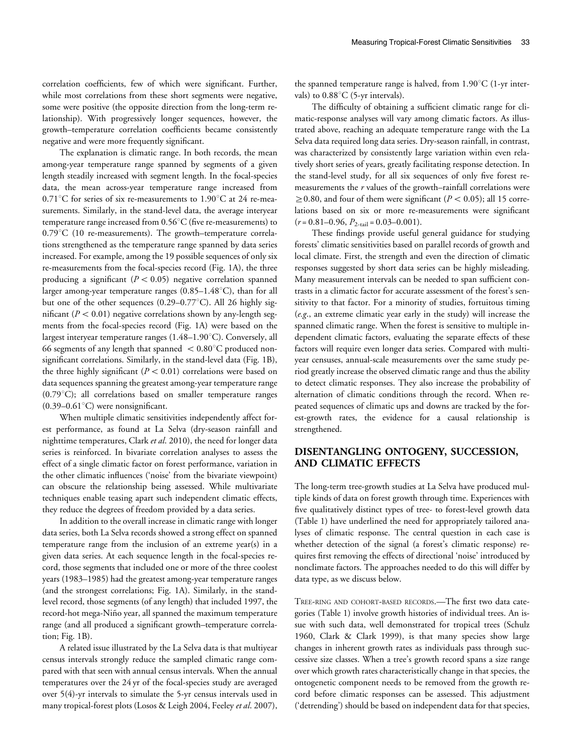correlation coefficients, few of which were significant. Further, while most correlations from these short segments were negative, some were positive (the opposite direction from the long-term relationship). With progressively longer sequences, however, the growth–temperature correlation coefficients became consistently negative and were more frequently significant.

The explanation is climatic range. In both records, the mean among-year temperature range spanned by segments of a given length steadily increased with segment length. In the focal-species data, the mean across-year temperature range increased from 0.71°C for series of six re-measurements to 1.90°C at 24 re-measurements. Similarly, in the stand-level data, the average interyear temperature range increased from 0.56°C (five re-measurements) to 0.79°C (10 re-measurements). The growth–temperature correlations strengthened as the temperature range spanned by data series increased. For example, among the 19 possible sequences of only six re-measurements from the focal-species record (Fig. 1A), the three producing a significant ($P < 0.05$) negative correlation spanned larger among-year temperature ranges (0.85–1.48°C), than for all but one of the other sequences (0.29–0.77°C). All 26 highly significant ($P < 0.01$) negative correlations shown by any-length segments from the focal-species record (Fig. 1A) were based on the largest interyear temperature ranges (1.48–1.90°C). Conversely, all 66 segments of any length that spanned $< 0.80$°C produced nonsignificant correlations. Similarly, in the stand-level data (Fig. 1B), the three highly significant ($P < 0.01$) correlations were based on data sequences spanning the greatest among-year temperature range (0.79°C); all correlations based on smaller temperature ranges (0.39–0.61°C) were nonsignificant.

When multiple climatic sensitivities independently affect forest performance, as found at La Selva (dry-season rainfall and nighttime temperatures, Clark *et al.* 2010), the need for longer data series is reinforced. In bivariate correlation analyses to assess the effect of a single climatic factor on forest performance, variation in the other climatic influences ('noise' from the bivariate viewpoint) can obscure the relationship being assessed. While multivariate techniques enable teasing apart such independent climatic effects, they reduce the degrees of freedom provided by a data series.

In addition to the overall increase in climatic range with longer data series, both La Selva records showed a strong effect on spanned temperature range from the inclusion of an extreme year(s) in a given data series. At each sequence length in the focal-species record, those segments that included one or more of the three coolest years (1983–1985) had the greatest among-year temperature ranges (and the strongest correlations; Fig. 1A). Similarly, in the stand-level record, those segments (of any length) that included 1997, the record-hot mega-Niño year, all spanned the maximum temperature range (and all produced a significant growth–temperature correlation; Fig. 1B).

A related issue illustrated by the La Selva data is that multiyear census intervals strongly reduce the sampled climatic range compared with that seen with annual census intervals. When the annual temperatures over the 24 yr of the focal-species study are averaged over 5(4)-yr intervals to simulate the 5-yr census intervals used in many tropical-forest plots (Losos & Leigh 2004, Feeley *et al.* 2007), the spanned temperature range is halved, from 1.90°C (1-yr intervals) to 0.88°C (5-yr intervals).

The difficulty of obtaining a sufficient climatic range for climatic-response analyses will vary among climatic factors. As illustrated above, reaching an adequate temperature range with the La Selva data required long data series. Dry-season rainfall, in contrast, was characterized by consistently large variation within even relatively short series of years, greatly facilitating response detection. In the stand-level study, for all six sequences of only five forest re-measurements the *r* values of the growth–rainfall correlations were $\geq 0.80$, and four of them were significant ($P < 0.05$); all 15 correlations based on six or more re-measurements were significant ($r = 0.81$–$0.96$, $P_{2\text{-tail}} = 0.03$–$0.001$).

These findings provide useful general guidance for studying forests' climatic sensitivities based on parallel records of growth and local climate. First, the strength and even the direction of climatic responses suggested by short data series can be highly misleading. Many measurement intervals can be needed to span sufficient contrasts in a climatic factor for accurate assessment of the forest's sensitivity to that factor. For a minority of studies, fortuitous timing (*e.g.*, an extreme climatic year early in the study) will increase the spanned climatic range. When the forest is sensitive to multiple independent climatic factors, evaluating the separate effects of these factors will require even longer data series. Compared with multiyear censuses, annual-scale measurements over the same study period greatly increase the observed climatic range and thus the ability to detect climatic responses. They also increase the probability of alternation of climatic conditions through the record. When repeated sequences of climatic ups and downs are tracked by the forest-growth rates, the evidence for a causal relationship is strengthened.

## DISENTANGLING ONTOGENY, SUCCESSION, AND CLIMATIC EFFECTS

The long-term tree-growth studies at La Selva have produced multiple kinds of data on forest growth through time. Experiences with five qualitatively distinct types of tree- to forest-level growth data (Table 1) have underlined the need for appropriately tailored analyses of climatic response. The central question in each case is whether detection of the signal (a forest's climatic response) requires first removing the effects of directional 'noise' introduced by nonclimate factors. The approaches needed to do this will differ by data type, as we discuss below.

TREE-RING AND COHORT-BASED RECORDS.—The first two data categories (Table 1) involve growth histories of individual trees. An issue with such data, well demonstrated for tropical trees (Schulz 1960, Clark & Clark 1999), is that many species show large changes in inherent growth rates as individuals pass through successive size classes. When a tree's growth record spans a size range over which growth rates characteristically change in that species, the ontogenetic component needs to be removed from the growth record before climatic responses can be assessed. This adjustment ('detrending') should be based on independent data for that species,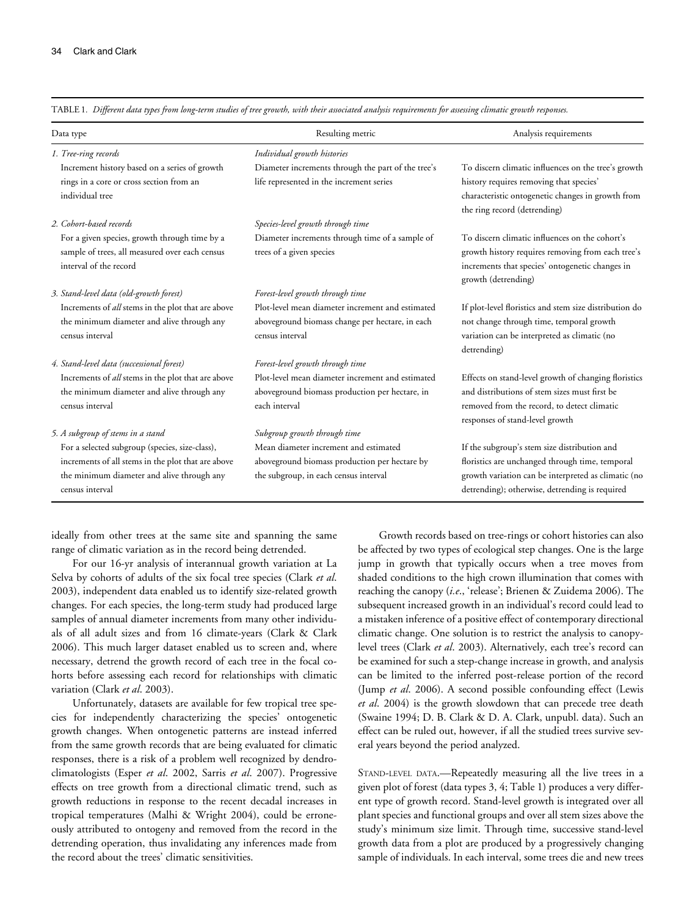TABLE 1. *Different data types from long-term studies of tree growth, with their associated analysis requirements for assessing climatic growth responses.*

| Data type | Resulting metric | Analysis requirements |
|---|---|---|
| *1. Tree-ring records* | *Individual growth histories* | |
| Increment history based on a series of growth rings in a core or cross section from an individual tree | Diameter increments through the part of the tree's life represented in the increment series | To discern climatic influences on the tree's growth history requires removing that species' characteristic ontogenetic changes in growth from the ring record (detrending) |
| *2. Cohort-based records* | *Species-level growth through time* | |
| For a given species, growth through time by a sample of trees, all measured over each census interval of the record | Diameter increments through time of a sample of trees of a given species | To discern climatic influences on the cohort's growth history requires removing from each tree's increments that species' ontogenetic changes in growth (detrending) |
| *3. Stand-level data (old-growth forest)* | *Forest-level growth through time* | |
| Increments of *all* stems in the plot that are above the minimum diameter and alive through any census interval | Plot-level mean diameter increment and estimated aboveground biomass change per hectare, in each census interval | If plot-level floristics and stem size distribution do not change through time, temporal growth variation can be interpreted as climatic (no detrending) |
| *4. Stand-level data (successional forest)* | *Forest-level growth through time* | |
| Increments of *all* stems in the plot that are above the minimum diameter and alive through any census interval | Plot-level mean diameter increment and estimated aboveground biomass production per hectare, in each interval | Effects on stand-level growth of changing floristics and distributions of stem sizes must first be removed from the record, to detect climatic responses of stand-level growth |
| *5. A subgroup of stems in a stand* | *Subgroup growth through time* | |
| For a selected subgroup (species, size-class), increments of all stems in the plot that are above the minimum diameter and alive through any census interval | Mean diameter increment and estimated aboveground biomass production per hectare by the subgroup, in each census interval | If the subgroup's stem size distribution and floristics are unchanged through time, temporal growth variation can be interpreted as climatic (no detrending); otherwise, detrending is required |

ideally from other trees at the same site and spanning the same range of climatic variation as in the record being detrended.

For our 16-yr analysis of interannual growth variation at La Selva by cohorts of adults of the six focal tree species (Clark *et al*. 2003), independent data enabled us to identify size-related growth changes. For each species, the long-term study had produced large samples of annual diameter increments from many other individuals of all adult sizes and from 16 climate-years (Clark & Clark 2006). This much larger dataset enabled us to screen and, where necessary, detrend the growth record of each tree in the focal cohorts before assessing each record for relationships with climatic variation (Clark *et al*. 2003).

Unfortunately, datasets are available for few tropical tree species for independently characterizing the species' ontogenetic growth changes. When ontogenetic patterns are instead inferred from the same growth records that are being evaluated for climatic responses, there is a risk of a problem well recognized by dendroclimatologists (Esper *et al*. 2002, Sarris *et al*. 2007). Progressive effects on tree growth from a directional climatic trend, such as growth reductions in response to the recent decadal increases in tropical temperatures (Malhi & Wright 2004), could be erroneously attributed to ontogeny and removed from the record in the detrending operation, thus invalidating any inferences made from the record about the trees' climatic sensitivities.

Growth records based on tree-rings or cohort histories can also be affected by two types of ecological step changes. One is the large jump in growth that typically occurs when a tree moves from shaded conditions to the high crown illumination that comes with reaching the canopy (*i.e.*, 'release'; Brienen & Zuidema 2006). The subsequent increased growth in an individual's record could lead to a mistaken inference of a positive effect of contemporary directional climatic change. One solution is to restrict the analysis to canopy-level trees (Clark *et al*. 2003). Alternatively, each tree's record can be examined for such a step-change increase in growth, and analysis can be limited to the inferred post-release portion of the record (Jump *et al*. 2006). A second possible confounding effect (Lewis *et al*. 2004) is the growth slowdown that can precede tree death (Swaine 1994; D. B. Clark & D. A. Clark, unpubl. data). Such an effect can be ruled out, however, if all the studied trees survive several years beyond the period analyzed.

STAND-LEVEL DATA.—Repeatedly measuring all the live trees in a given plot of forest (data types 3, 4; Table 1) produces a very different type of growth record. Stand-level growth is integrated over all plant species and functional groups and over all stem sizes above the study's minimum size limit. Through time, successive stand-level growth data from a plot are produced by a progressively changing sample of individuals. In each interval, some trees die and new trees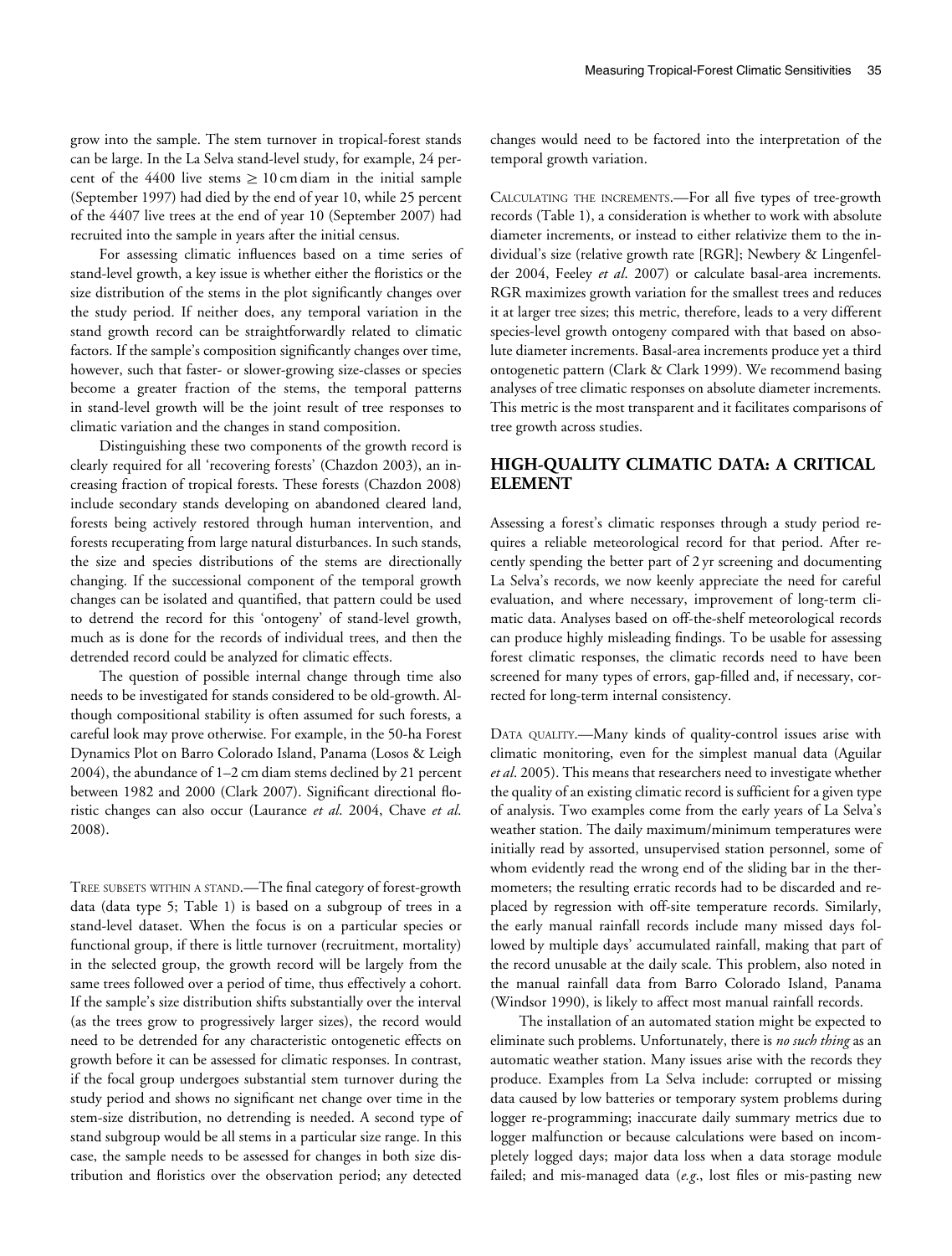grow into the sample. The stem turnover in tropical-forest stands can be large. In the La Selva stand-level study, for example, 24 percent of the 4400 live stems $\geq 10$ cm diam in the initial sample (September 1997) had died by the end of year 10, while 25 percent of the 4407 live trees at the end of year 10 (September 2007) had recruited into the sample in years after the initial census.

For assessing climatic influences based on a time series of stand-level growth, a key issue is whether either the floristics or the size distribution of the stems in the plot significantly changes over the study period. If neither does, any temporal variation in the stand growth record can be straightforwardly related to climatic factors. If the sample's composition significantly changes over time, however, such that faster- or slower-growing size-classes or species become a greater fraction of the stems, the temporal patterns in stand-level growth will be the joint result of tree responses to climatic variation and the changes in stand composition.

Distinguishing these two components of the growth record is clearly required for all 'recovering forests' (Chazdon 2003), an increasing fraction of tropical forests. These forests (Chazdon 2008) include secondary stands developing on abandoned cleared land, forests being actively restored through human intervention, and forests recuperating from large natural disturbances. In such stands, the size and species distributions of the stems are directionally changing. If the successional component of the temporal growth changes can be isolated and quantified, that pattern could be used to detrend the record for this 'ontogeny' of stand-level growth, much as is done for the records of individual trees, and then the detrended record could be analyzed for climatic effects.

The question of possible internal change through time also needs to be investigated for stands considered to be old-growth. Although compositional stability is often assumed for such forests, a careful look may prove otherwise. For example, in the 50-ha Forest Dynamics Plot on Barro Colorado Island, Panama (Losos & Leigh 2004), the abundance of 1–2 cm diam stems declined by 21 percent between 1982 and 2000 (Clark 2007). Significant directional floristic changes can also occur (Laurance *et al.* 2004, Chave *et al.* 2008).

TREE SUBSETS WITHIN A STAND.—The final category of forest-growth data (data type 5; Table 1) is based on a subgroup of trees in a stand-level dataset. When the focus is on a particular species or functional group, if there is little turnover (recruitment, mortality) in the selected group, the growth record will be largely from the same trees followed over a period of time, thus effectively a cohort. If the sample's size distribution shifts substantially over the interval (as the trees grow to progressively larger sizes), the record would need to be detrended for any characteristic ontogenetic effects on growth before it can be assessed for climatic responses. In contrast, if the focal group undergoes substantial stem turnover during the study period and shows no significant net change over time in the stem-size distribution, no detrending is needed. A second type of stand subgroup would be all stems in a particular size range. In this case, the sample needs to be assessed for changes in both size distribution and floristics over the observation period; any detected changes would need to be factored into the interpretation of the temporal growth variation.

CALCULATING THE INCREMENTS.—For all five types of tree-growth records (Table 1), a consideration is whether to work with absolute diameter increments, or instead to either relativize them to the individual's size (relative growth rate [RGR]; Newbery & Lingenfelder 2004, Feeley *et al.* 2007) or calculate basal-area increments. RGR maximizes growth variation for the smallest trees and reduces it at larger tree sizes; this metric, therefore, leads to a very different species-level growth ontogeny compared with that based on absolute diameter increments. Basal-area increments produce yet a third ontogenetic pattern (Clark & Clark 1999). We recommend basing analyses of tree climatic responses on absolute diameter increments. This metric is the most transparent and it facilitates comparisons of tree growth across studies.

## HIGH-QUALITY CLIMATIC DATA: A CRITICAL ELEMENT

Assessing a forest's climatic responses through a study period requires a reliable meteorological record for that period. After recently spending the better part of 2 yr screening and documenting La Selva's records, we now keenly appreciate the need for careful evaluation, and where necessary, improvement of long-term climatic data. Analyses based on off-the-shelf meteorological records can produce highly misleading findings. To be usable for assessing forest climatic responses, the climatic records need to have been screened for many types of errors, gap-filled and, if necessary, corrected for long-term internal consistency.

DATA QUALITY.—Many kinds of quality-control issues arise with climatic monitoring, even for the simplest manual data (Aguilar *et al.* 2005). This means that researchers need to investigate whether the quality of an existing climatic record is sufficient for a given type of analysis. Two examples come from the early years of La Selva's weather station. The daily maximum/minimum temperatures were initially read by assorted, unsupervised station personnel, some of whom evidently read the wrong end of the sliding bar in the thermometers; the resulting erratic records had to be discarded and replaced by regression with off-site temperature records. Similarly, the early manual rainfall records include many missed days followed by multiple days' accumulated rainfall, making that part of the record unusable at the daily scale. This problem, also noted in the manual rainfall data from Barro Colorado Island, Panama (Windsor 1990), is likely to affect most manual rainfall records.

The installation of an automated station might be expected to eliminate such problems. Unfortunately, there is *no such thing* as an automatic weather station. Many issues arise with the records they produce. Examples from La Selva include: corrupted or missing data caused by low batteries or temporary system problems during logger re-programming; inaccurate daily summary metrics due to logger malfunction or because calculations were based on incompletely logged days; major data loss when a data storage module failed; and mis-managed data (*e.g.*, lost files or mis-pasting new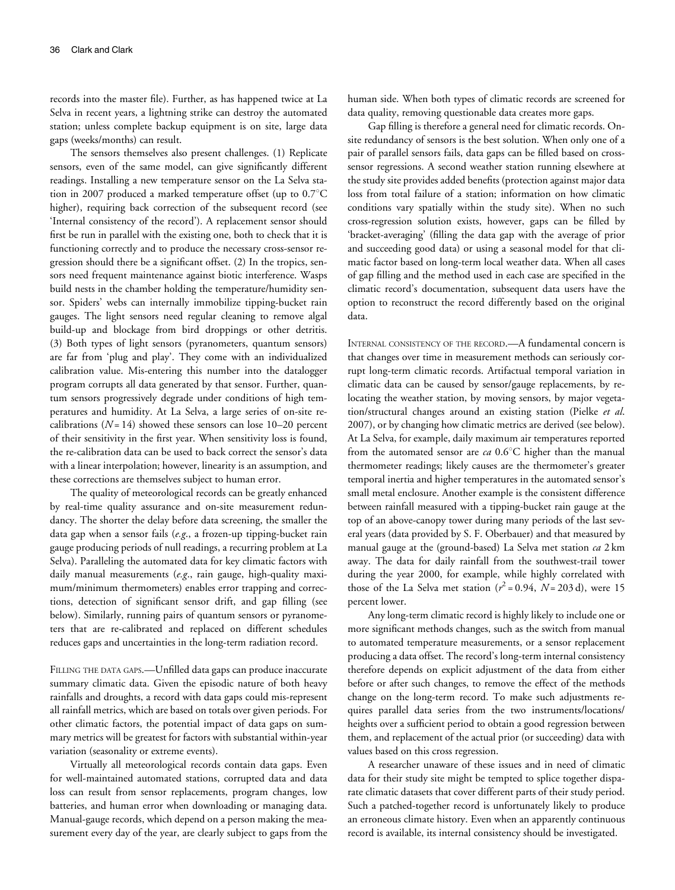records into the master file). Further, as has happened twice at La Selva in recent years, a lightning strike can destroy the automated station; unless complete backup equipment is on site, large data gaps (weeks/months) can result.

The sensors themselves also present challenges. (1) Replicate sensors, even of the same model, can give significantly different readings. Installing a new temperature sensor on the La Selva station in 2007 produced a marked temperature offset (up to 0.7°C higher), requiring back correction of the subsequent record (see 'Internal consistency of the record'). A replacement sensor should first be run in parallel with the existing one, both to check that it is functioning correctly and to produce the necessary cross-sensor regression should there be a significant offset. (2) In the tropics, sensors need frequent maintenance against biotic interference. Wasps build nests in the chamber holding the temperature/humidity sensor. Spiders' webs can internally immobilize tipping-bucket rain gauges. The light sensors need regular cleaning to remove algal build-up and blockage from bird droppings or other detritis. (3) Both types of light sensors (pyranometers, quantum sensors) are far from 'plug and play'. They come with an individualized calibration value. Mis-entering this number into the datalogger program corrupts all data generated by that sensor. Further, quantum sensors progressively degrade under conditions of high temperatures and humidity. At La Selva, a large series of on-site re-calibrations ($N = 14$) showed these sensors can lose 10–20 percent of their sensitivity in the first year. When sensitivity loss is found, the re-calibration data can be used to back correct the sensor's data with a linear interpolation; however, linearity is an assumption, and these corrections are themselves subject to human error.

The quality of meteorological records can be greatly enhanced by real-time quality assurance and on-site measurement redundancy. The shorter the delay before data screening, the smaller the data gap when a sensor fails (*e.g.*, a frozen-up tipping-bucket rain gauge producing periods of null readings, a recurring problem at La Selva). Paralleling the automated data for key climatic factors with daily manual measurements (*e.g.*, rain gauge, high-quality maximum/minimum thermometers) enables error trapping and corrections, detection of significant sensor drift, and gap filling (see below). Similarly, running pairs of quantum sensors or pyranometers that are re-calibrated and replaced on different schedules reduces gaps and uncertainties in the long-term radiation record.

FILLING THE DATA GAPS.—Unfilled data gaps can produce inaccurate summary climatic data. Given the episodic nature of both heavy rainfalls and droughts, a record with data gaps could mis-represent all rainfall metrics, which are based on totals over given periods. For other climatic factors, the potential impact of data gaps on summary metrics will be greatest for factors with substantial within-year variation (seasonality or extreme events).

Virtually all meteorological records contain data gaps. Even for well-maintained automated stations, corrupted data and data loss can result from sensor replacements, program changes, low batteries, and human error when downloading or managing data. Manual-gauge records, which depend on a person making the measurement every day of the year, are clearly subject to gaps from the human side. When both types of climatic records are screened for data quality, removing questionable data creates more gaps.

Gap filling is therefore a general need for climatic records. On-site redundancy of sensors is the best solution. When only one of a pair of parallel sensors fails, data gaps can be filled based on cross-sensor regressions. A second weather station running elsewhere at the study site provides added benefits (protection against major data loss from total failure of a station; information on how climatic conditions vary spatially within the study site). When no such cross-regression solution exists, however, gaps can be filled by 'bracket-averaging' (filling the data gap with the average of prior and succeeding good data) or using a seasonal model for that climatic factor based on long-term local weather data. When all cases of gap filling and the method used in each case are specified in the climatic record's documentation, subsequent data users have the option to reconstruct the record differently based on the original data.

INTERNAL CONSISTENCY OF THE RECORD.—A fundamental concern is that changes over time in measurement methods can seriously corrupt long-term climatic records. Artifactual temporal variation in climatic data can be caused by sensor/gauge replacements, by relocating the weather station, by moving sensors, by major vegetation/structural changes around an existing station (Pielke *et al.* 2007), or by changing how climatic metrics are derived (see below). At La Selva, for example, daily maximum air temperatures reported from the automated sensor are *ca* 0.6°C higher than the manual thermometer readings; likely causes are the thermometer's greater temporal inertia and higher temperatures in the automated sensor's small metal enclosure. Another example is the consistent difference between rainfall measured with a tipping-bucket rain gauge at the top of an above-canopy tower during many periods of the last several years (data provided by S. F. Oberbauer) and that measured by manual gauge at the (ground-based) La Selva met station *ca* 2 km away. The data for daily rainfall from the southwest-trail tower during the year 2000, for example, while highly correlated with those of the La Selva met station ($r^2 = 0.94$, $N = 203$ d), were 15 percent lower.

Any long-term climatic record is highly likely to include one or more significant methods changes, such as the switch from manual to automated temperature measurements, or a sensor replacement producing a data offset. The record's long-term internal consistency therefore depends on explicit adjustment of the data from either before or after such changes, to remove the effect of the methods change on the long-term record. To make such adjustments requires parallel data series from the two instruments/locations/heights over a sufficient period to obtain a good regression between them, and replacement of the actual prior (or succeeding) data with values based on this cross regression.

A researcher unaware of these issues and in need of climatic data for their study site might be tempted to splice together disparate climatic datasets that cover different parts of their study period. Such a patched-together record is unfortunately likely to produce an erroneous climate history. Even when an apparently continuous record is available, its internal consistency should be investigated.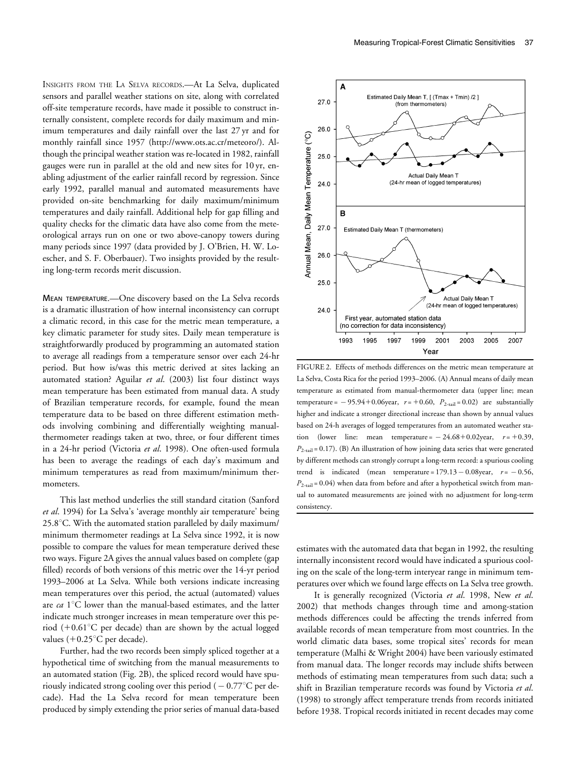INSIGHTS FROM THE LA SELVA RECORDS.—At La Selva, duplicated sensors and parallel weather stations on site, along with correlated off-site temperature records, have made it possible to construct internally consistent, complete records for daily maximum and minimum temperatures and daily rainfall over the last 27 yr and for monthly rainfall since 1957 (http://www.ots.ac.cr/meteoro/). Although the principal weather station was re-located in 1982, rainfall gauges were run in parallel at the old and new sites for 10 yr, enabling adjustment of the earlier rainfall record by regression. Since early 1992, parallel manual and automated measurements have provided on-site benchmarking for daily maximum/minimum temperatures and daily rainfall. Additional help for gap filling and quality checks for the climatic data have also come from the meteorological arrays run on one or two above-canopy towers during many periods since 1997 (data provided by J. O'Brien, H. W. Loescher, and S. F. Oberbauer). Two insights provided by the resulting long-term records merit discussion.

MEAN TEMPERATURE.—One discovery based on the La Selva records is a dramatic illustration of how internal inconsistency can corrupt a climatic record, in this case for the metric mean temperature, a key climatic parameter for study sites. Daily mean temperature is straightforwardly produced by programming an automated station to average all readings from a temperature sensor over each 24-hr period. But how is/was this metric derived at sites lacking an automated station? Aguilar *et al.* (2003) list four distinct ways mean temperature has been estimated from manual data. A study of Brazilian temperature records, for example, found the mean temperature data to be based on three different estimation methods involving combining and differentially weighting manual-thermometer readings taken at two, three, or four different times in a 24-hr period (Victoria *et al.* 1998). One often-used formula has been to average the readings of each day's maximum and minimum temperatures as read from maximum/minimum thermometers.

This last method underlies the still standard citation (Sanford *et al.* 1994) for La Selva's 'average monthly air temperature' being 25.8°C. With the automated station paralleled by daily maximum/minimum thermometer readings at La Selva since 1992, it is now possible to compare the values for mean temperature derived these two ways. Figure 2A gives the annual values based on complete (gap filled) records of both versions of this metric over the 14-yr period 1993–2006 at La Selva. While both versions indicate increasing mean temperatures over this period, the actual (automated) values are *ca* 1°C lower than the manual-based estimates, and the latter indicate much stronger increases in mean temperature over this period (+0.61°C per decade) than are shown by the actual logged values (+0.25°C per decade).

Further, had the two records been simply spliced together at a hypothetical time of switching from the manual measurements to an automated station (Fig. 2B), the spliced record would have spuriously indicated strong cooling over this period (−0.77°C per decade). Had the La Selva record for mean temperature been produced by simply extending the prior series of manual data-based estimates with the automated data that began in 1992, the resulting internally inconsistent record would have indicated a spurious cooling on the scale of the long-term interyear range in minimum temperatures over which we found large effects on La Selva tree growth.

It is generally recognized (Victoria *et al.* 1998, New *et al.* 2002) that methods changes through time and among-station methods differences could be affecting the trends inferred from available records of mean temperature from most countries. In the world climatic data bases, some tropical sites' records for mean temperature (Malhi & Wright 2004) have been variously estimated from manual data. The longer records may include shifts between methods of estimating mean temperatures from such data; such a shift in Brazilian temperature records was found by Victoria *et al.* (1998) to strongly affect temperature trends from records initiated before 1938. Tropical records initiated in recent decades may come

FIGURE 2. Effects of methods differences on the metric mean temperature at La Selva, Costa Rica for the period 1993–2006. (A) Annual means of daily mean temperature as estimated from manual-thermometer data (upper line; mean temperature = −95.94+0.06year, $r = +0.60$, $P_{2\text{-tail}} = 0.02$) are substantially higher and indicate a stronger directional increase than shown by annual values based on 24-h averages of logged temperatures from an automated weather station (lower line: mean temperature = −24.68+0.02year, $r = +0.39$, $P_{2\text{-tail}} = 0.17$). (B) An illustration of how joining data series that were generated by different methods can strongly corrupt a long-term record: a spurious cooling trend is indicated (mean temperature = 179.13 − 0.08year, $r = -0.56$, $P_{2\text{-tail}} = 0.04$) when data from before and after a hypothetical switch from manual to automated measurements are joined with no adjustment for long-term consistency.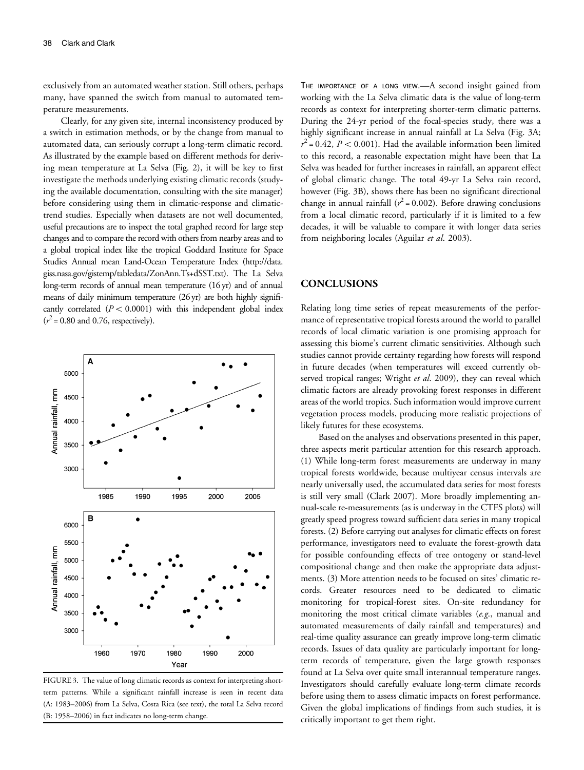exclusively from an automated weather station. Still others, perhaps many, have spanned the switch from manual to automated temperature measurements.

Clearly, for any given site, internal inconsistency produced by a switch in estimation methods, or by the change from manual to automated data, can seriously corrupt a long-term climatic record. As illustrated by the example based on different methods for deriving mean temperature at La Selva (Fig. 2), it will be key to first investigate the methods underlying existing climatic records (studying the available documentation, consulting with the site manager) before considering using them in climatic-response and climatic-trend studies. Especially when datasets are not well documented, useful precautions are to inspect the total graphed record for large step changes and to compare the record with others from nearby areas and to a global tropical index like the tropical Goddard Institute for Space Studies Annual mean Land-Ocean Temperature Index (http://data.giss.nasa.gov/gistemp/tabledata/ZonAnn.Ts+dSST.txt). The La Selva long-term records of annual mean temperature (16 yr) and of annual means of daily minimum temperature (26 yr) are both highly significantly correlated ($P < 0.0001$) with this independent global index ($r^2 = 0.80$ and 0.76, respectively).

FIGURE 3. The value of long climatic records as context for interpreting short-term patterns. While a significant rainfall increase is seen in recent data (A: 1983–2006) from La Selva, Costa Rica (see text), the total La Selva record (B: 1958–2006) in fact indicates no long-term change.

THE IMPORTANCE OF A LONG VIEW.—A second insight gained from working with the La Selva climatic data is the value of long-term records as context for interpreting shorter-term climatic patterns. During the 24-yr period of the focal-species study, there was a highly significant increase in annual rainfall at La Selva (Fig. 3A; $r^2 = 0.42$, $P < 0.001$). Had the available information been limited to this record, a reasonable expectation might have been that La Selva was headed for further increases in rainfall, an apparent effect of global climatic change. The total 49-yr La Selva rain record, however (Fig. 3B), shows there has been no significant directional change in annual rainfall ($r^2 = 0.002$). Before drawing conclusions from a local climatic record, particularly if it is limited to a few decades, it will be valuable to compare it with longer data series from neighboring locales (Aguilar *et al.* 2003).

## CONCLUSIONS

Relating long time series of repeat measurements of the performance of representative tropical forests around the world to parallel records of local climatic variation is one promising approach for assessing this biome's current climatic sensitivities. Although such studies cannot provide certainty regarding how forests will respond in future decades (when temperatures will exceed currently observed tropical ranges; Wright *et al.* 2009), they can reveal which climatic factors are already provoking forest responses in different areas of the world tropics. Such information would improve current vegetation process models, producing more realistic projections of likely futures for these ecosystems.

Based on the analyses and observations presented in this paper, three aspects merit particular attention for this research approach. (1) While long-term forest measurements are underway in many tropical forests worldwide, because multiyear census intervals are nearly universally used, the accumulated data series for most forests is still very small (Clark 2007). More broadly implementing annual-scale re-measurements (as is underway in the CTFS plots) will greatly speed progress toward sufficient data series in many tropical forests. (2) Before carrying out analyses for climatic effects on forest performance, investigators need to evaluate the forest-growth data for possible confounding effects of tree ontogeny or stand-level compositional change and then make the appropriate data adjustments. (3) More attention needs to be focused on sites' climatic records. Greater resources need to be dedicated to climatic monitoring for tropical-forest sites. On-site redundancy for monitoring the most critical climate variables (*e.g.*, manual and automated measurements of daily rainfall and temperatures) and real-time quality assurance can greatly improve long-term climatic records. Issues of data quality are particularly important for long-term records of temperature, given the large growth responses found at La Selva over quite small interannual temperature ranges. Investigators should carefully evaluate long-term climate records before using them to assess climatic impacts on forest performance. Given the global implications of findings from such studies, it is critically important to get them right.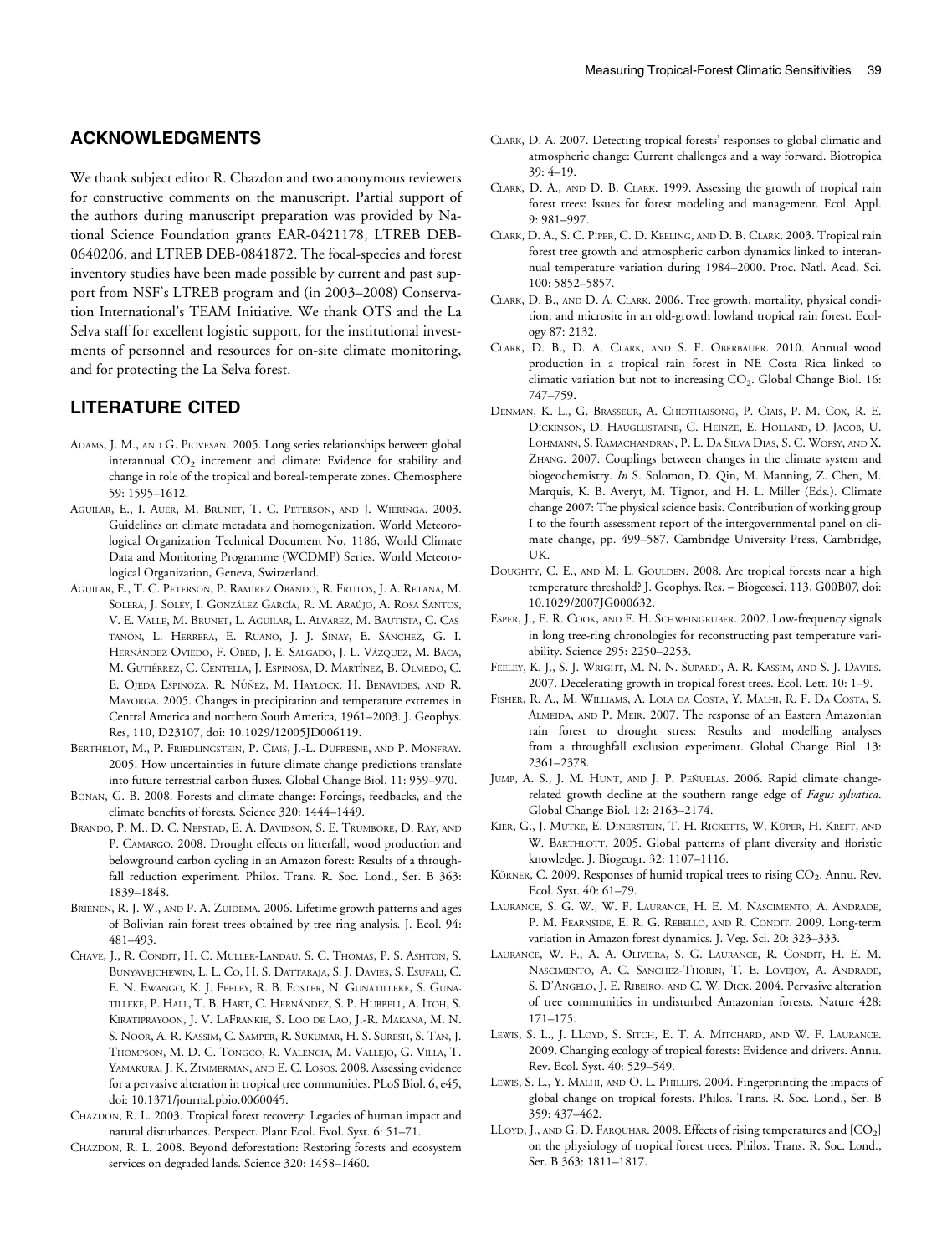## ACKNOWLEDGMENTS

We thank subject editor R. Chazdon and two anonymous reviewers for constructive comments on the manuscript. Partial support of the authors during manuscript preparation was provided by National Science Foundation grants EAR-0421178, LTREB DEB-0640206, and LTREB DEB-0841872. The focal-species and forest inventory studies have been made possible by current and past support from NSF's LTREB program and (in 2003–2008) Conservation International's TEAM Initiative. We thank OTS and the La Selva staff for excellent logistic support, for the institutional investments of personnel and resources for on-site climate monitoring, and for protecting the La Selva forest.

## LITERATURE CITED

Adams, J. M., and G. Piovesan. 2005. Long series relationships between global interannual $CO_2$ increment and climate: Evidence for stability and change in role of the tropical and boreal-temperate zones. Chemosphere 59: 1595–1612.

Aguilar, E., I. Auer, M. Brunet, T. C. Peterson, and J. Wieringa. 2003. Guidelines on climate metadata and homogenization. World Meteorological Organization Technical Document No. 1186, World Climate Data and Monitoring Programme (WCDMP) Series. World Meteorological Organization, Geneva, Switzerland.

Aguilar, E., T. C. Peterson, P. Ramírez Obando, R. Frutos, J. A. Retana, M. Solera, J. Soley, I. González García, R. M. Araújo, A. Rosa Santos, V. E. Valle, M. Brunet, L. Aguilar, L. Alvarez, M. Bautista, C. Castañón, L. Herrera, E. Ruano, J. J. Sinay, E. Sánchez, G. I. Hernández Oviedo, F. Obed, J. E. Salgado, J. L. Vázquez, M. Baca, M. Gutiérrez, C. Centella, J. Espinosa, D. Martínez, B. Olmedo, C. E. Ojeda Espinoza, R. Núñez, M. Haylock, H. Benavides, and R. Mayorga. 2005. Changes in precipitation and temperature extremes in Central America and northern South America, 1961–2003. J. Geophys. Res, 110, D23107, doi: 10.1029/12005JD006119.

Berthelot, M., P. Friedlingstein, P. Ciais, J.-L. Dufresne, and P. Monfray. 2005. How uncertainties in future climate change predictions translate into future terrestrial carbon fluxes. Global Change Biol. 11: 959–970.

Bonan, G. B. 2008. Forests and climate change: Forcings, feedbacks, and the climate benefits of forests. Science 320: 1444–1449.

Brando, P. M., D. C. Nepstad, E. A. Davidson, S. E. Trumbore, D. Ray, and P. Camargo. 2008. Drought effects on litterfall, wood production and belowground carbon cycling in an Amazon forest: Results of a throughfall reduction experiment. Philos. Trans. R. Soc. Lond., Ser. B 363: 1839–1848.

Brienen, R. J. W., and P. A. Zuidema. 2006. Lifetime growth patterns and ages of Bolivian rain forest trees obtained by tree ring analysis. J. Ecol. 94: 481–493.

Chave, J., R. Condit, H. C. Muller-Landau, S. C. Thomas, P. S. Ashton, S. Bunyavejchewin, L. L. Co, H. S. Dattaraja, S. J. Davies, S. Esufali, C. E. N. Ewango, K. J. Feeley, R. B. Foster, N. Gunatilleke, S. Gunatilleke, P. Hall, T. B. Hart, C. Hernández, S. P. Hubbell, A. Itoh, S. Kiratiprayoon, J. V. LaFrankie, S. Loo de Lao, J.-R. Makana, M. N. S. Noor, A. R. Kassim, C. Samper, R. Sukumar, H. S. Suresh, S. Tan, J. Thompson, M. D. C. Tongco, R. Valencia, M. Vallejo, G. Villa, T. Yamakura, J. K. Zimmerman, and E. C. Losos. 2008. Assessing evidence for a pervasive alteration in tropical tree communities. PLoS Biol. 6, e45, doi: 10.1371/journal.pbio.0060045.

Chazdon, R. L. 2003. Tropical forest recovery: Legacies of human impact and natural disturbances. Perspect. Plant Ecol. Evol. Syst. 6: 51–71.

Chazdon, R. L. 2008. Beyond deforestation: Restoring forests and ecosystem services on degraded lands. Science 320: 1458–1460.

Clark, D. A. 2007. Detecting tropical forests' responses to global climatic and atmospheric change: Current challenges and a way forward. Biotropica 39: 4–19.

Clark, D. A., and D. B. Clark. 1999. Assessing the growth of tropical rain forest trees: Issues for forest modeling and management. Ecol. Appl. 9: 981–997.

Clark, D. A., S. C. Piper, C. D. Keeling, and D. B. Clark. 2003. Tropical rain forest tree growth and atmospheric carbon dynamics linked to interannual temperature variation during 1984–2000. Proc. Natl. Acad. Sci. 100: 5852–5857.

Clark, D. B., and D. A. Clark. 2006. Tree growth, mortality, physical condition, and microsite in an old-growth lowland tropical rain forest. Ecology 87: 2132.

Clark, D. B., D. A. Clark, and S. F. Oberbauer. 2010. Annual wood production in a tropical rain forest in NE Costa Rica linked to climatic variation but not to increasing $CO_2$. Global Change Biol. 16: 747–759.

Denman, K. L., G. Brasseur, A. Chidthaisong, P. Ciais, P. M. Cox, R. E. Dickinson, D. Hauglustaine, C. Heinze, E. Holland, D. Jacob, U. Lohmann, S. Ramachandran, P. L. Da Silva Dias, S. C. Wofsy, and X. Zhang. 2007. Couplings between changes in the climate system and biogeochemistry. *In* S. Solomon, D. Qin, M. Manning, Z. Chen, M. Marquis, K. B. Averyt, M. Tignor, and H. L. Miller (Eds.). Climate change 2007: The physical science basis. Contribution of working group I to the fourth assessment report of the intergovernmental panel on climate change, pp. 499–587. Cambridge University Press, Cambridge, UK.

Doughty, C. E., and M. L. Goulden. 2008. Are tropical forests near a high temperature threshold? J. Geophys. Res. – Biogeosci. 113, G00B07, doi: 10.1029/2007JG000632.

Esper, J., E. R. Cook, and F. H. Schweingruber. 2002. Low-frequency signals in long tree-ring chronologies for reconstructing past temperature variability. Science 295: 2250–2253.

Feeley, K. J., S. J. Wright, M. N. N. Supardi, A. R. Kassim, and S. J. Davies. 2007. Decelerating growth in tropical forest trees. Ecol. Lett. 10: 1–9.

Fisher, R. A., M. Williams, A. Lola da Costa, Y. Malhi, R. F. Da Costa, S. Almeida, and P. Meir. 2007. The response of an Eastern Amazonian rain forest to drought stress: Results and modelling analyses from a throughfall exclusion experiment. Global Change Biol. 13: 2361–2378.

Jump, A. S., J. M. Hunt, and J. P. Peñuelas. 2006. Rapid climate change-related growth decline at the southern range edge of *Fagus sylvatica*. Global Change Biol. 12: 2163–2174.

Kier, G., J. Mutke, E. Dinerstein, T. H. Ricketts, W. Küper, H. Kreft, and W. Barthlott. 2005. Global patterns of plant diversity and floristic knowledge. J. Biogeogr. 32: 1107–1116.

Körner, C. 2009. Responses of humid tropical trees to rising $CO_2$. Annu. Rev. Ecol. Syst. 40: 61–79.

Laurance, S. G. W., W. F. Laurance, H. E. M. Nascimento, A. Andrade, P. M. Fearnside, E. R. G. Rebello, and R. Condit. 2009. Long-term variation in Amazon forest dynamics. J. Veg. Sci. 20: 323–333.

Laurance, W. F., A. A. Oliveira, S. G. Laurance, R. Condit, H. E. M. Nascimento, A. C. Sanchez-Thorin, T. E. Lovejoy, A. Andrade, S. D'Angelo, J. E. Ribeiro, and C. W. Dick. 2004. Pervasive alteration of tree communities in undisturbed Amazonian forests. Nature 428: 171–175.

Lewis, S. L., J. LLoyd, S. Sitch, E. T. A. Mitchard, and W. F. Laurance. 2009. Changing ecology of tropical forests: Evidence and drivers. Annu. Rev. Ecol. Syst. 40: 529–549.

Lewis, S. L., Y. Malhi, and O. L. Phillips. 2004. Fingerprinting the impacts of global change on tropical forests. Philos. Trans. R. Soc. Lond., Ser. B 359: 437–462.

LLoyd, J., and G. D. Farquhar. 2008. Effects of rising temperatures and $[CO_2]$ on the physiology of tropical forest trees. Philos. Trans. R. Soc. Lond., Ser. B 363: 1811–1817.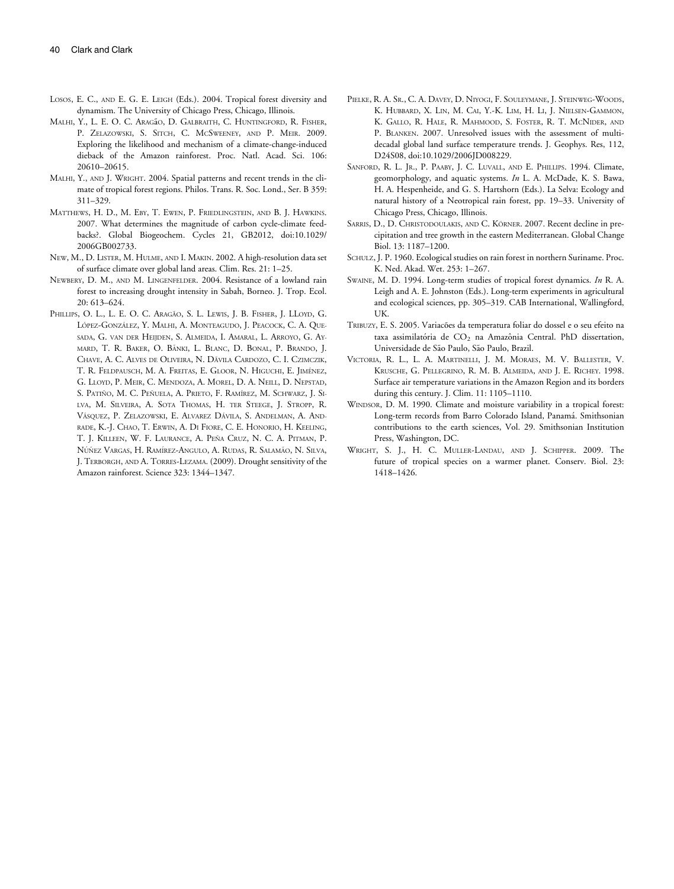Losos, E. C., and E. G. E. Leigh (Eds.). 2004. Tropical forest diversity and dynamism. The University of Chicago Press, Chicago, Illinois.

Malhi, Y., L. E. O. C. Aragão, D. Galbraith, C. Huntingford, R. Fisher, P. Zelazowski, S. Sitch, C. McSweeney, and P. Meir. 2009. Exploring the likelihood and mechanism of a climate-change-induced dieback of the Amazon rainforest. Proc. Natl. Acad. Sci. 106: 20610–20615.

Malhi, Y., and J. Wright. 2004. Spatial patterns and recent trends in the climate of tropical forest regions. Philos. Trans. R. Soc. Lond., Ser. B 359: 311–329.

Matthews, H. D., M. Eby, T. Ewen, P. Friedlingstein, and B. J. Hawkins. 2007. What determines the magnitude of carbon cycle-climate feedbacks?. Global Biogeochem. Cycles 21, GB2012, doi:10.1029/2006GB002733.

New, M., D. Lister, M. Hulme, and I. Makin. 2002. A high-resolution data set of surface climate over global land areas. Clim. Res. 21: 1–25.

Newbery, D. M., and M. Lingenfelder. 2004. Resistance of a lowland rain forest to increasing drought intensity in Sabah, Borneo. J. Trop. Ecol. 20: 613–624.

Phillips, O. L., L. E. O. C. Aragão, S. L. Lewis, J. B. Fisher, J. LLoyd, G. López-González, Y. Malhi, A. Monteagudo, J. Peacock, C. A. Quesada, G. van der Heijden, S. Almeida, I. Amaral, L. Arroyo, G. Aymard, T. R. Baker, O. Bânki, L. Blanc, D. Bonal, P. Brando, J. Chave, A. C. Alves de Oliveira, N. Dávila Cardozo, C. I. Czimczik, T. R. Feldpausch, M. A. Freitas, E. Gloor, N. Higuchi, E. Jiménez, G. Lloyd, P. Meir, C. Mendoza, A. Morel, D. A. Neill, D. Nepstad, S. Patiño, M. C. Peñuela, A. Prieto, F. Ramírez, M. Schwarz, J. Silva, M. Silveira, A. Sota Thomas, H. ter Steege, J. Stropp, R. Vásquez, P. Zelazowski, E. Alvarez Dávila, S. Andelman, A. Andrade, K.-J. Chao, T. Erwin, A. Di Fiore, C. E. Honorio, H. Keeling, T. J. Killeen, W. F. Laurance, A. Peña Cruz, N. C. A. Pitman, P. Núñez Vargas, H. Ramírez-Angulo, A. Rudas, R. Salamão, N. Silva, J. Terborgh, and A. Torres-Lezama. (2009). Drought sensitivity of the Amazon rainforest. Science 323: 1344–1347.

Pielke, R. A. Sr., C. A. Davey, D. Niyogi, F. Souleymane, J. Steinweg-Woods, K. Hubbard, X. Lin, M. Cai, Y.-K. Lim, H. Li, J. Nielsen-Gammon, K. Gallo, R. Hale, R. Mahmood, S. Foster, R. T. McNider, and P. Blanken. 2007. Unresolved issues with the assessment of multidecadal global land surface temperature trends. J. Geophys. Res, 112, D24S08, doi:10.1029/2006JD008229.

Sanford, R. L. Jr., P. Paaby, J. C. Luvall, and E. Phillips. 1994. Climate, geomorphology, and aquatic systems. *In* L. A. McDade, K. S. Bawa, H. A. Hespenheide, and G. S. Hartshorn (Eds.). La Selva: Ecology and natural history of a Neotropical rain forest, pp. 19–33. University of Chicago Press, Chicago, Illinois.

Sarris, D., D. Christodoulakis, and C. Körner. 2007. Recent decline in precipitation and tree growth in the eastern Mediterranean. Global Change Biol. 13: 1187–1200.

Schulz, J. P. 1960. Ecological studies on rain forest in northern Suriname. Proc. K. Ned. Akad. Wet. 253: 1–267.

Swaine, M. D. 1994. Long-term studies of tropical forest dynamics. *In* R. A. Leigh and A. E. Johnston (Eds.). Long-term experiments in agricultural and ecological sciences, pp. 305–319. CAB International, Wallingford, UK.

Tribuzy, E. S. 2005. Variacões da temperatura foliar do dossel e o seu efeito na taxa assimilatória de $CO_2$ na Amazônia Central. PhD dissertation, Universidade de São Paulo, São Paulo, Brazil.

Victoria, R. L., L. A. Martinelli, J. M. Moraes, M. V. Ballester, V. Krusche, G. Pellegrino, R. M. B. Almeida, and J. E. Richey. 1998. Surface air temperature variations in the Amazon Region and its borders during this century. J. Clim. 11: 1105–1110.

Windsor, D. M. 1990. Climate and moisture variability in a tropical forest: Long-term records from Barro Colorado Island, Panamá. Smithsonian contributions to the earth sciences, Vol. 29. Smithsonian Institution Press, Washington, DC.

Wright, S. J., H. C. Muller-Landau, and J. Schipper. 2009. The future of tropical species on a warmer planet. Conserv. Biol. 23: 1418–1426.